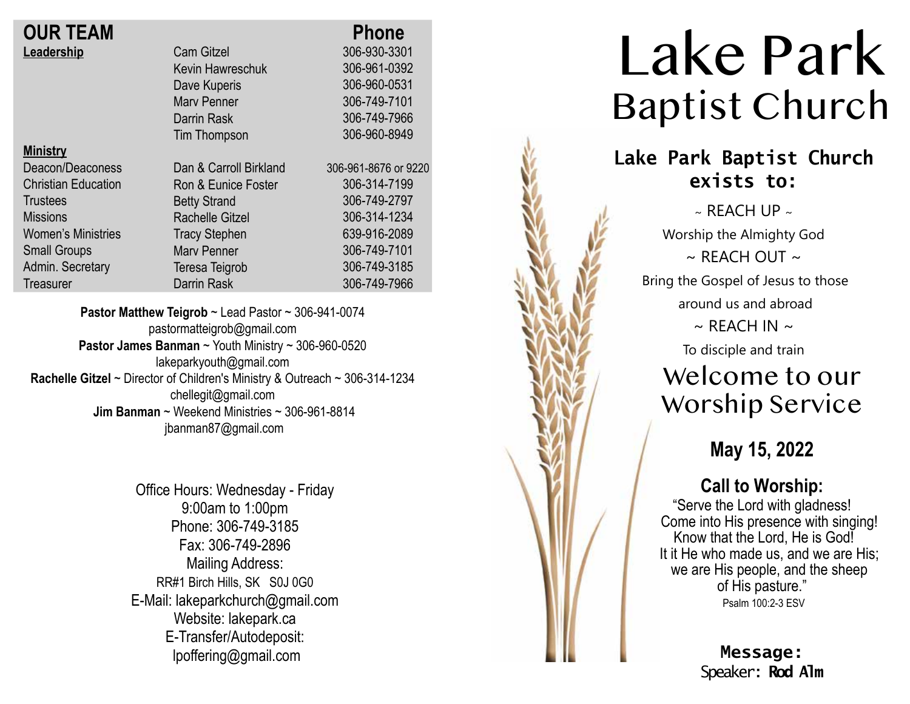## OUR TEAM

| | | Phone |
|---|---|---|
| **Leadership** | Cam Gitzel | 306-930-3301 |
| | Kevin Hawreschuk | 306-961-0392 |
| | Dave Kuperis | 306-960-0531 |
| | Marv Penner | 306-749-7101 |
| | Darrin Rask | 306-749-7966 |
| | Tim Thompson | 306-960-8949 |
| **Ministry** | | |
| Deacon/Deaconess | Dan & Carroll Birkland | 306-961-8676 or 9220 |
| Christian Education | Ron & Eunice Foster | 306-314-7199 |
| Trustees | Betty Strand | 306-749-2797 |
| Missions | Rachelle Gitzel | 306-314-1234 |
| Women's Ministries | Tracy Stephen | 639-916-2089 |
| Small Groups | Marv Penner | 306-749-7101 |
| Admin. Secretary | Teresa Teigrob | 306-749-3185 |
| Treasurer | Darrin Rask | 306-749-7966 |

**Pastor Matthew Teigrob** ~ Lead Pastor ~ 306-941-0074
pastormatteigrob@gmail.com
**Pastor James Banman** ~ Youth Ministry ~ 306-960-0520
lakeparkyouth@gmail.com
**Rachelle Gitzel** ~ Director of Children's Ministry & Outreach ~ 306-314-1234
chellegit@gmail.com
**Jim Banman** ~ Weekend Ministries ~ 306-961-8814
jbanman87@gmail.com

Office Hours: Wednesday - Friday
9:00am to 1:00pm
Phone: 306-749-3185
Fax: 306-749-2896
Mailing Address:
RR#1 Birch Hills, SK S0J 0G0
E-Mail: lakeparkchurch@gmail.com
Website: lakepark.ca
E-Transfer/Autodeposit:
lpoffering@gmail.com

# Lake Park
# Baptist Church

**Lake Park Baptist Church exists to:**

~ REACH UP ~
Worship the Almighty God
~ REACH OUT ~
Bring the Gospel of Jesus to those around us and abroad
~ REACH IN ~
To disciple and train

## Welcome to our Worship Service

**May 15, 2022**

**Call to Worship:**
"Serve the Lord with gladness!
Come into His presence with singing!
Know that the Lord, He is God!
It it He who made us, and we are His;
we are His people, and the sheep
of His pasture."
Psalm 100:2-3 ESV

**Message:**
Speaker: **Rod Alm**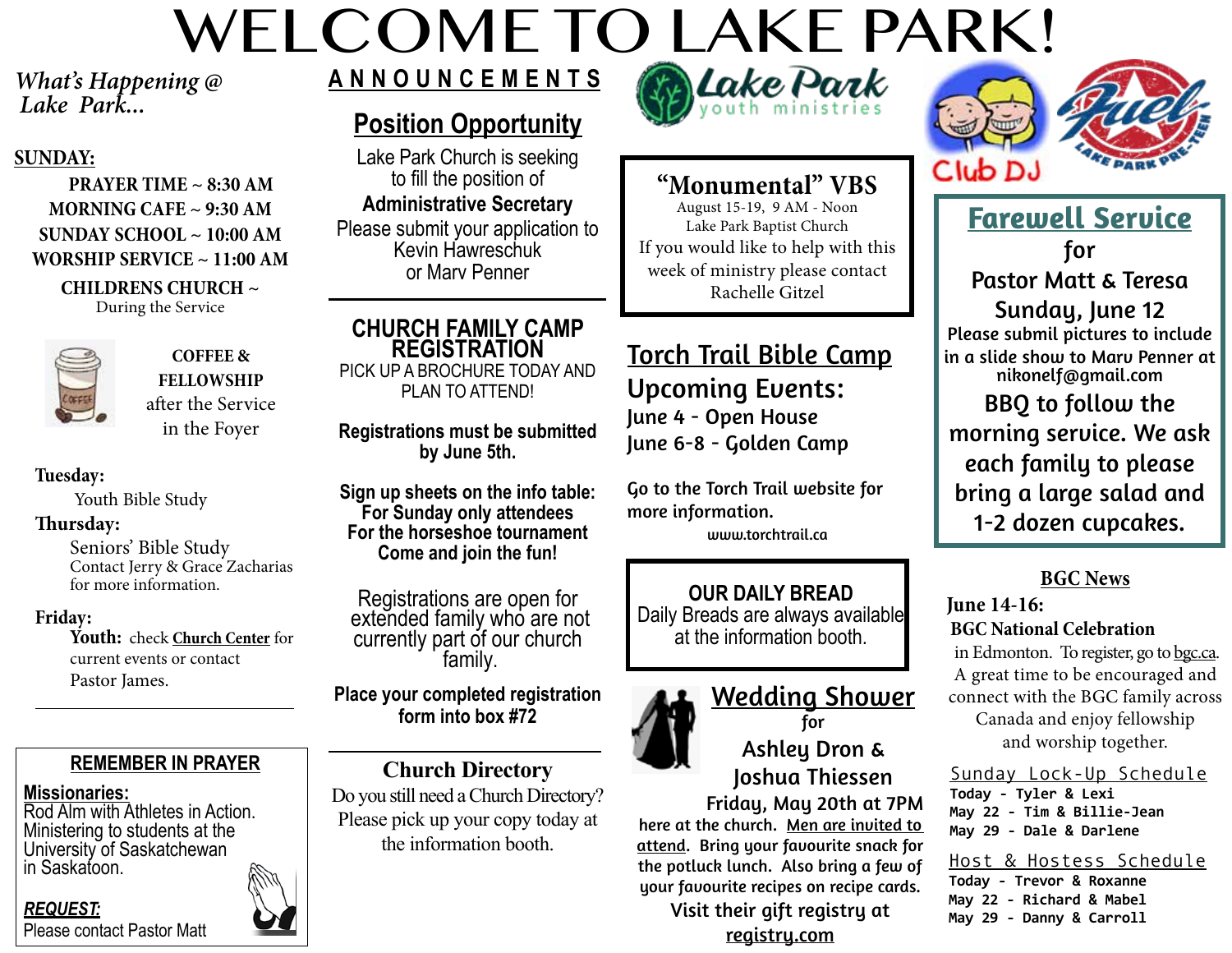# WELCOME TO LAKE PARK!

*What's Happening @ Lake Park...*

**SUNDAY:**

PRAYER TIME ~ 8:30 AM
MORNING CAFE ~ 9:30 AM
SUNDAY SCHOOL ~ 10:00 AM
WORSHIP SERVICE ~ 11:00 AM
CHILDRENS CHURCH ~
During the Service

COFFEE & FELLOWSHIP
after the Service
in the Foyer

**Tuesday:**
Youth Bible Study

**Thursday:**
Seniors' Bible Study
Contact Jerry & Grace Zacharias for more information.

**Friday:**
**Youth:** check **Church Center** for current events or contact Pastor James.

## REMEMBER IN PRAYER

**Missionaries:**
Rod Alm with Athletes in Action.
Ministering to students at the University of Saskatchewan in Saskatoon.

***REQUEST:***
Please contact Pastor Matt

## ANNOUNCEMENTS

### Position Opportunity

Lake Park Church is seeking to fill the position of
**Administrative Secretary**
Please submit your application to Kevin Hawreschuk or Marv Penner

### CHURCH FAMILY CAMP REGISTRATION

PICK UP A BROCHURE TODAY AND PLAN TO ATTEND!

**Registrations must be submitted by June 5th.**

**Sign up sheets on the info table:**
**For Sunday only attendees**
**For the horseshoe tournament**
**Come and join the fun!**

Registrations are open for extended family who are not currently part of our church family.

**Place your completed registration form into box #72**

### Church Directory

Do you still need a Church Directory? Please pick up your copy today at the information booth.

Lake Park youth ministries

### "Monumental" VBS

August 15-19, 9 AM - Noon
Lake Park Baptist Church
If you would like to help with this week of ministry please contact Rachelle Gitzel

### Torch Trail Bible Camp

**Upcoming Events:**
June 4 - Open House
June 6-8 - Golden Camp

Go to the Torch Trail website for more information.
www.torchtrail.ca

### OUR DAILY BREAD

Daily Breads are always available at the information booth.

### Wedding Shower

for
Ashley Dron & Joshua Thiessen
Friday, May 20th at 7PM
here at the church. Men are invited to attend. Bring your favourite snack for the potluck lunch. Also bring a few of your favourite recipes on recipe cards.
Visit their gift registry at registry.com

Club DJ

Fuel — Lake Park Pre-Teen

### Farewell Service

for
Pastor Matt & Teresa
Sunday, June 12
Please submit pictures to include in a slide show to Marv Penner at nikonelf@gmail.com
BBQ to follow the morning service. We ask each family to please bring a large salad and 1-2 dozen cupcakes.

### BGC News

**June 14-16:**
**BGC National Celebration**
in Edmonton. To register, go to bgc.ca.
A great time to be encouraged and connect with the BGC family across Canada and enjoy fellowship and worship together.

**Sunday Lock-Up Schedule**
Today - Tyler & Lexi
May 22 - Tim & Billie-Jean
May 29 - Dale & Darlene

**Host & Hostess Schedule**
Today - Trevor & Roxanne
May 22 - Richard & Mabel
May 29 - Danny & Carroll